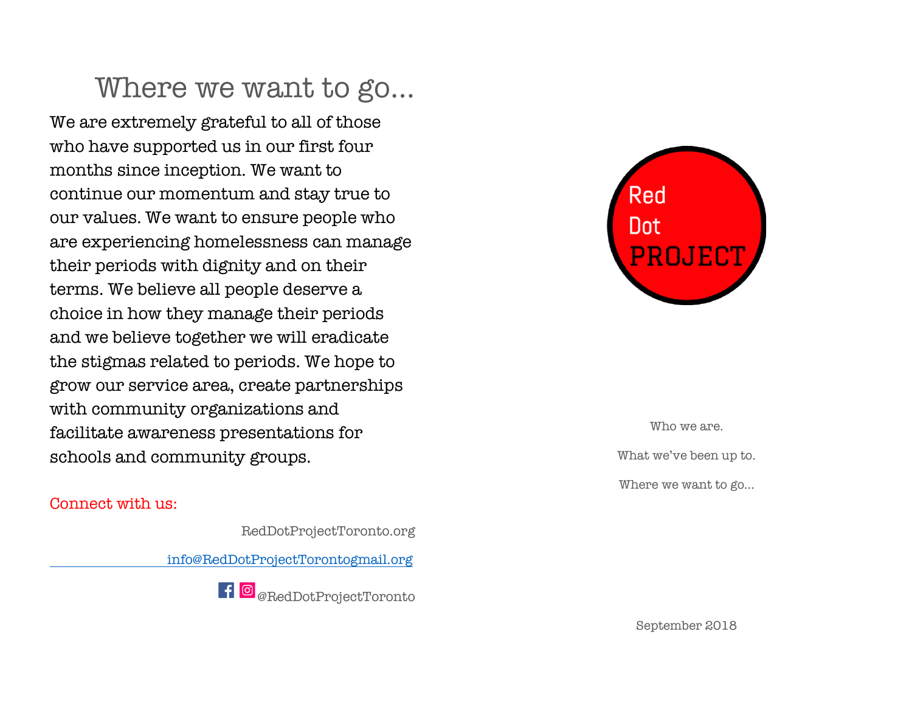# Where we want to go...

We are extremely grateful to all of those who have supported us in our first four months since inception. We want to continue our momentum and stay true to our values. We want to ensure people who are experiencing homelessness can manage their periods with dignity and on their terms. We believe all people deserve a choice in how they manage their periods and we believe together we will eradicate the stigmas related to periods. We hope to grow our service area, create partnerships with community organizations and facilitate awareness presentations for schools and community groups.

Connect with us:

RedDotProjectToronto.org

info@RedDotProjectTorontogmail.org

@RedDotProjectToronto

Red Dot PROJECT

Who we are.

What we've been up to.

Where we want to go...

September 2018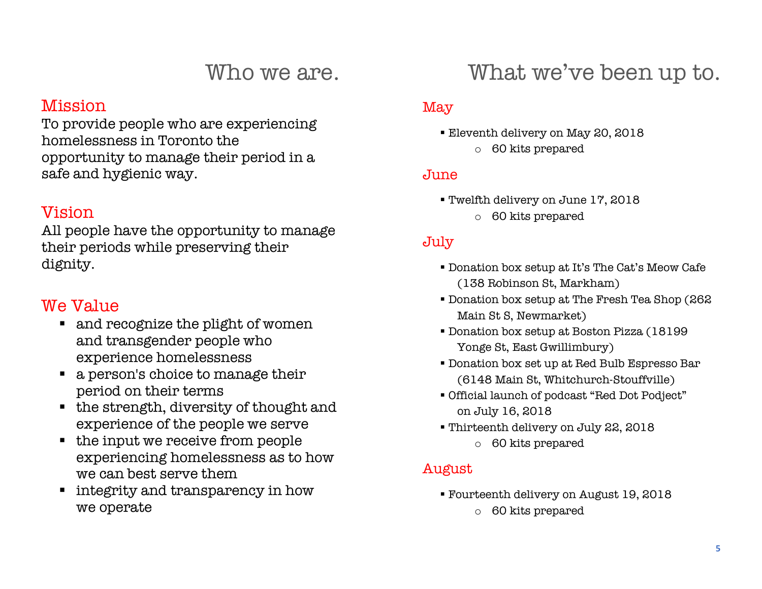# Who we are.

## Mission

To provide people who are experiencing homelessness in Toronto the opportunity to manage their period in a safe and hygienic way.

## Vision

All people have the opportunity to manage their periods while preserving their dignity.

## We Value

- and recognize the plight of women and transgender people who experience homelessness
- a person's choice to manage their period on their terms
- the strength, diversity of thought and experience of the people we serve
- the input we receive from people experiencing homelessness as to how we can best serve them
- integrity and transparency in how we operate

# What we've been up to.

## May

- Eleventh delivery on May 20, 2018
  - 60 kits prepared

## June

- Twelfth delivery on June 17, 2018
  - 60 kits prepared

## July

- Donation box setup at It's The Cat's Meow Cafe (138 Robinson St, Markham)
- Donation box setup at The Fresh Tea Shop (262 Main St S, Newmarket)
- Donation box setup at Boston Pizza (18199 Yonge St, East Gwillimbury)
- Donation box set up at Red Bulb Espresso Bar (6148 Main St, Whitchurch-Stouffville)
- Official launch of podcast "Red Dot Podject" on July 16, 2018
- Thirteenth delivery on July 22, 2018
  - 60 kits prepared

## August

- Fourteenth delivery on August 19, 2018
  - 60 kits prepared